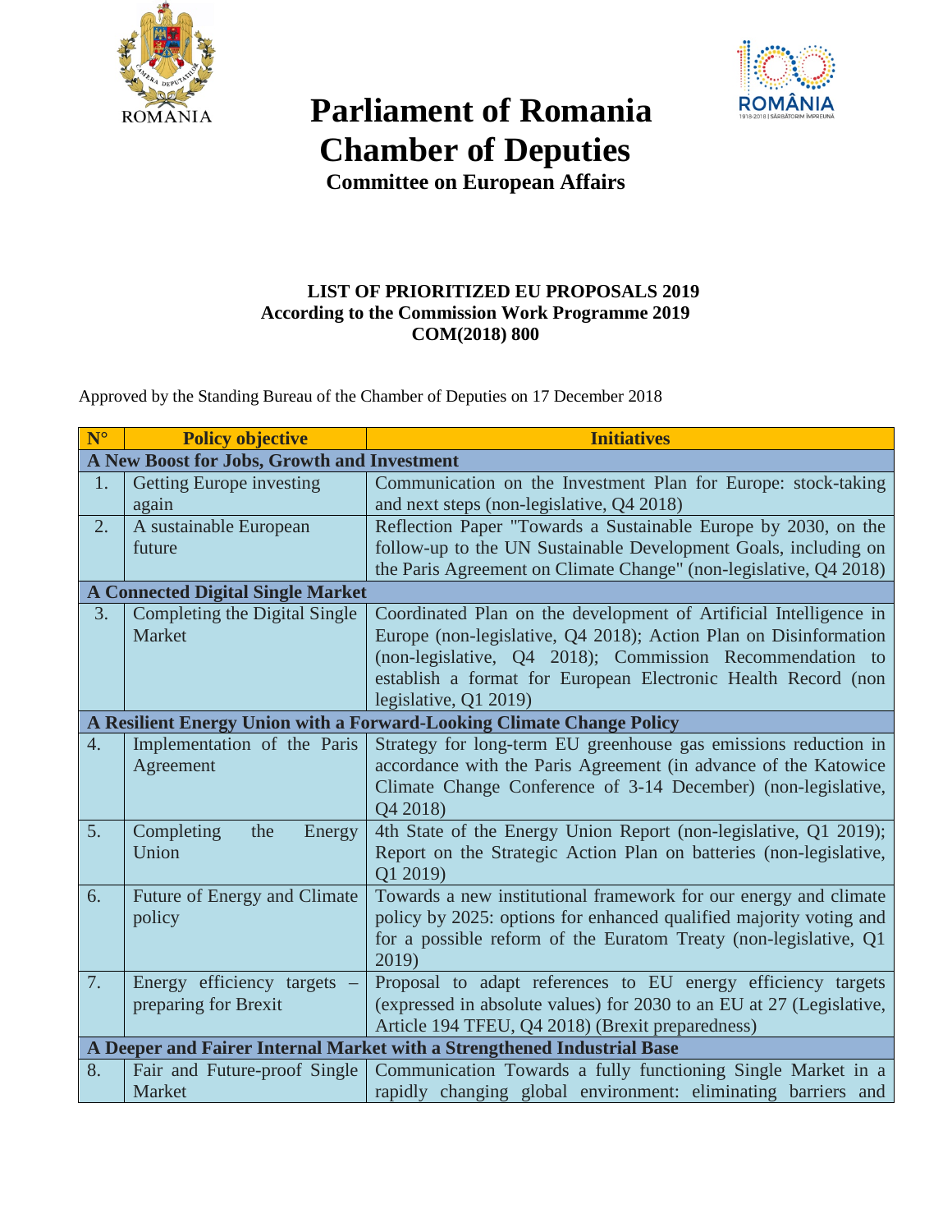# Parliament of Romania
# Chamber of Deputies
### Committee on European Affairs

**LIST OF PRIORITIZED EU PROPOSALS 2019**
**According to the Commission Work Programme 2019**
**COM(2018) 800**

Approved by the Standing Bureau of the Chamber of Deputies on 17 December 2018

| N° | Policy objective | Initiatives |
|---|---|---|
| **A New Boost for Jobs, Growth and Investment** | | |
| 1. | Getting Europe investing again | Communication on the Investment Plan for Europe: stock-taking and next steps (non-legislative, Q4 2018) |
| 2. | A sustainable European future | Reflection Paper "Towards a Sustainable Europe by 2030, on the follow-up to the UN Sustainable Development Goals, including on the Paris Agreement on Climate Change" (non-legislative, Q4 2018) |
| **A Connected Digital Single Market** | | |
| 3. | Completing the Digital Single Market | Coordinated Plan on the development of Artificial Intelligence in Europe (non-legislative, Q4 2018); Action Plan on Disinformation (non-legislative, Q4 2018); Commission Recommendation to establish a format for European Electronic Health Record (non legislative, Q1 2019) |
| **A Resilient Energy Union with a Forward-Looking Climate Change Policy** | | |
| 4. | Implementation of the Paris Agreement | Strategy for long-term EU greenhouse gas emissions reduction in accordance with the Paris Agreement (in advance of the Katowice Climate Change Conference of 3-14 December) (non-legislative, Q4 2018) |
| 5. | Completing the Energy Union | 4th State of the Energy Union Report (non-legislative, Q1 2019); Report on the Strategic Action Plan on batteries (non-legislative, Q1 2019) |
| 6. | Future of Energy and Climate policy | Towards a new institutional framework for our energy and climate policy by 2025: options for enhanced qualified majority voting and for a possible reform of the Euratom Treaty (non-legislative, Q1 2019) |
| 7. | Energy efficiency targets – preparing for Brexit | Proposal to adapt references to EU energy efficiency targets (expressed in absolute values) for 2030 to an EU at 27 (Legislative, Article 194 TFEU, Q4 2018) (Brexit preparedness) |
| **A Deeper and Fairer Internal Market with a Strengthened Industrial Base** | | |
| 8. | Fair and Future-proof Single Market | Communication Towards a fully functioning Single Market in a rapidly changing global environment: eliminating barriers and |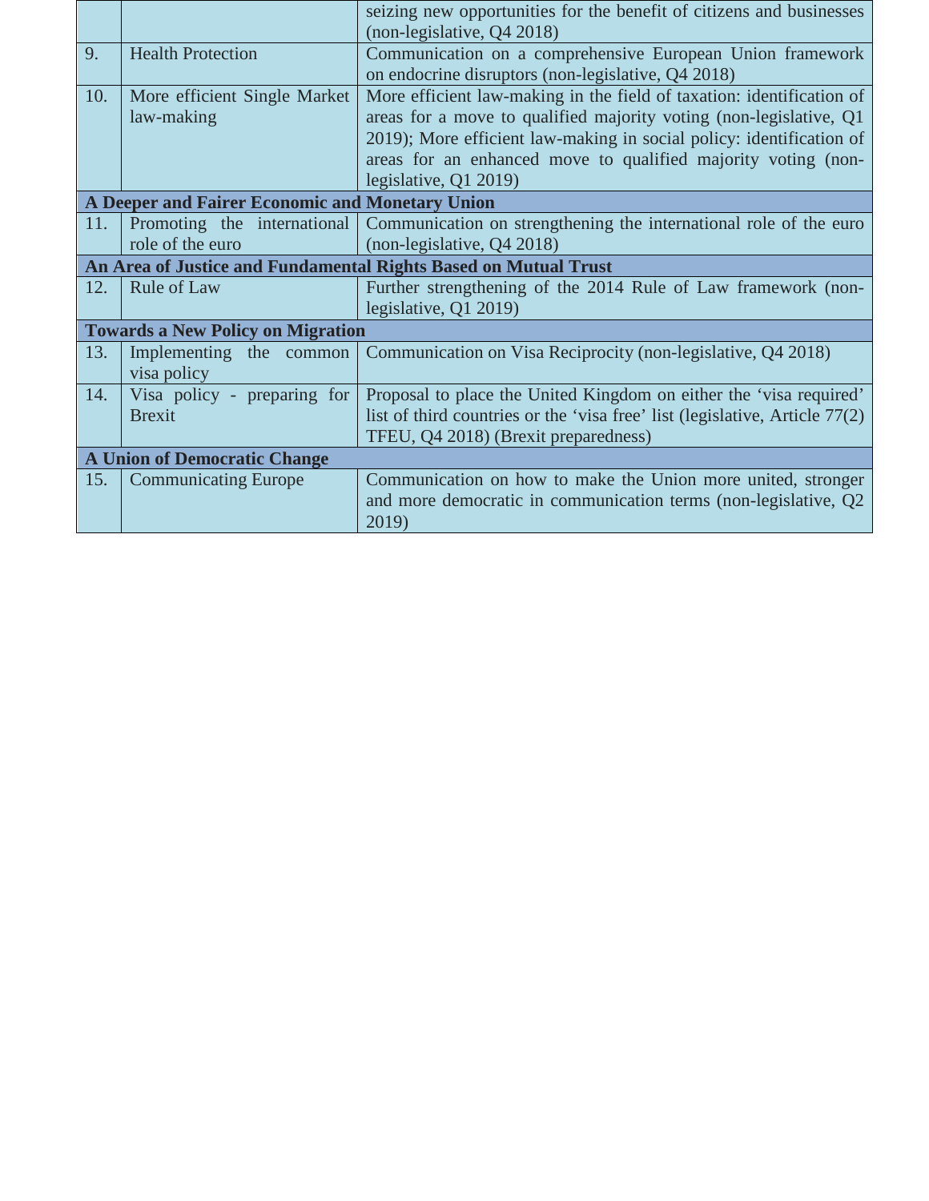| | | |
|---|---|---|
| | | seizing new opportunities for the benefit of citizens and businesses (non-legislative, Q4 2018) |
| 9. | Health Protection | Communication on a comprehensive European Union framework on endocrine disruptors (non-legislative, Q4 2018) |
| 10. | More efficient Single Market law-making | More efficient law-making in the field of taxation: identification of areas for a move to qualified majority voting (non-legislative, Q1 2019); More efficient law-making in social policy: identification of areas for an enhanced move to qualified majority voting (non-legislative, Q1 2019) |
| **A Deeper and Fairer Economic and Monetary Union** | | |
| 11. | Promoting the international role of the euro | Communication on strengthening the international role of the euro (non-legislative, Q4 2018) |
| **An Area of Justice and Fundamental Rights Based on Mutual Trust** | | |
| 12. | Rule of Law | Further strengthening of the 2014 Rule of Law framework (non-legislative, Q1 2019) |
| **Towards a New Policy on Migration** | | |
| 13. | Implementing the common visa policy | Communication on Visa Reciprocity (non-legislative, Q4 2018) |
| 14. | Visa policy - preparing for Brexit | Proposal to place the United Kingdom on either the 'visa required' list of third countries or the 'visa free' list (legislative, Article 77(2) TFEU, Q4 2018) (Brexit preparedness) |
| **A Union of Democratic Change** | | |
| 15. | Communicating Europe | Communication on how to make the Union more united, stronger and more democratic in communication terms (non-legislative, Q2 2019) |